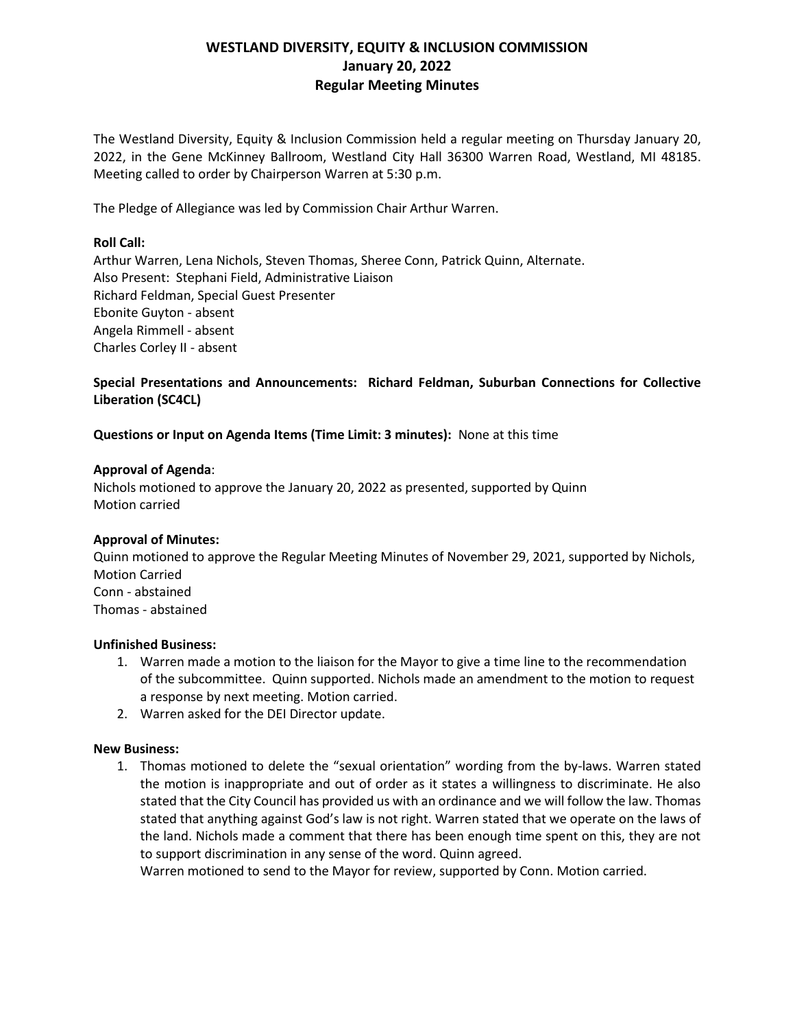# WESTLAND DIVERSITY, EQUITY & INCLUSION COMMISSION
## January 20, 2022
## Regular Meeting Minutes

The Westland Diversity, Equity & Inclusion Commission held a regular meeting on Thursday January 20, 2022, in the Gene McKinney Ballroom, Westland City Hall 36300 Warren Road, Westland, MI 48185. Meeting called to order by Chairperson Warren at 5:30 p.m.

The Pledge of Allegiance was led by Commission Chair Arthur Warren.

**Roll Call:**
Arthur Warren, Lena Nichols, Steven Thomas, Sheree Conn, Patrick Quinn, Alternate.
Also Present: Stephani Field, Administrative Liaison
Richard Feldman, Special Guest Presenter
Ebonite Guyton - absent
Angela Rimmell - absent
Charles Corley II - absent

**Special Presentations and Announcements: Richard Feldman, Suburban Connections for Collective Liberation (SC4CL)**

**Questions or Input on Agenda Items (Time Limit: 3 minutes):** None at this time

**Approval of Agenda**:
Nichols motioned to approve the January 20, 2022 as presented, supported by Quinn
Motion carried

**Approval of Minutes:**
Quinn motioned to approve the Regular Meeting Minutes of November 29, 2021, supported by Nichols,
Motion Carried
Conn - abstained
Thomas - abstained

**Unfinished Business:**

1. Warren made a motion to the liaison for the Mayor to give a time line to the recommendation of the subcommittee. Quinn supported. Nichols made an amendment to the motion to request a response by next meeting. Motion carried.
2. Warren asked for the DEI Director update.

**New Business:**

1. Thomas motioned to delete the "sexual orientation" wording from the by-laws. Warren stated the motion is inappropriate and out of order as it states a willingness to discriminate. He also stated that the City Council has provided us with an ordinance and we will follow the law. Thomas stated that anything against God's law is not right. Warren stated that we operate on the laws of the land. Nichols made a comment that there has been enough time spent on this, they are not to support discrimination in any sense of the word. Quinn agreed.
   Warren motioned to send to the Mayor for review, supported by Conn. Motion carried.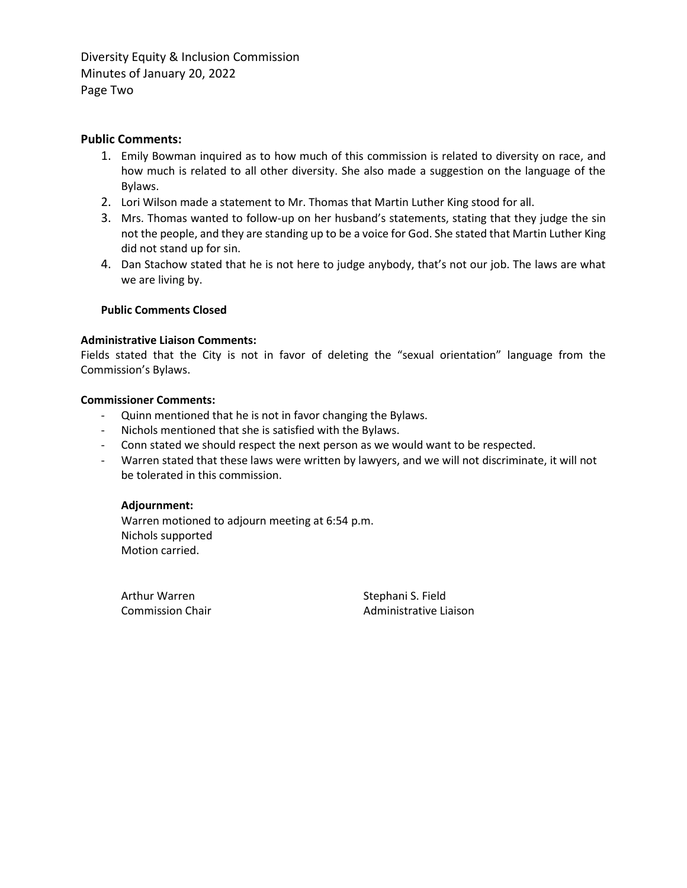**Public Comments:**

1. Emily Bowman inquired as to how much of this commission is related to diversity on race, and how much is related to all other diversity. She also made a suggestion on the language of the Bylaws.
2. Lori Wilson made a statement to Mr. Thomas that Martin Luther King stood for all.
3. Mrs. Thomas wanted to follow-up on her husband's statements, stating that they judge the sin not the people, and they are standing up to be a voice for God. She stated that Martin Luther King did not stand up for sin.
4. Dan Stachow stated that he is not here to judge anybody, that's not our job. The laws are what we are living by.

**Public Comments Closed**

**Administrative Liaison Comments:**

Fields stated that the City is not in favor of deleting the "sexual orientation" language from the Commission's Bylaws.

**Commissioner Comments:**

- Quinn mentioned that he is not in favor changing the Bylaws.
- Nichols mentioned that she is satisfied with the Bylaws.
- Conn stated we should respect the next person as we would want to be respected.
- Warren stated that these laws were written by lawyers, and we will not discriminate, it will not be tolerated in this commission.

**Adjournment:**

Warren motioned to adjourn meeting at 6:54 p.m.
Nichols supported
Motion carried.

Arthur Warren
Commission Chair

Stephani S. Field
Administrative Liaison